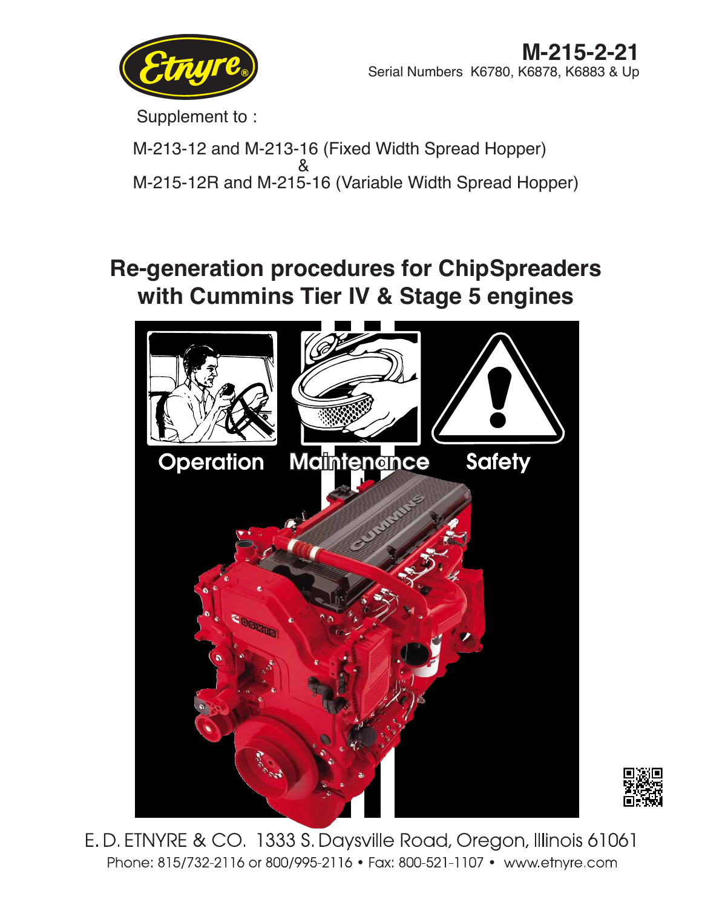Etnyre®

**M-215-2-21**

Serial Numbers K6780, K6878, K6883 & Up

Supplement to :

M-213-12 and M-213-16 (Fixed Width Spread Hopper)
&
M-215-12R and M-215-16 (Variable Width Spread Hopper)

# Re-generation procedures for ChipSpreaders with Cummins Tier IV & Stage 5 engines

Operation Maintenance Safety

E. D. ETNYRE & CO. 1333 S. Daysville Road, Oregon, Illinois 61061
Phone: 815/732-2116 or 800/995-2116 • Fax: 800-521-1107 • www.etnyre.com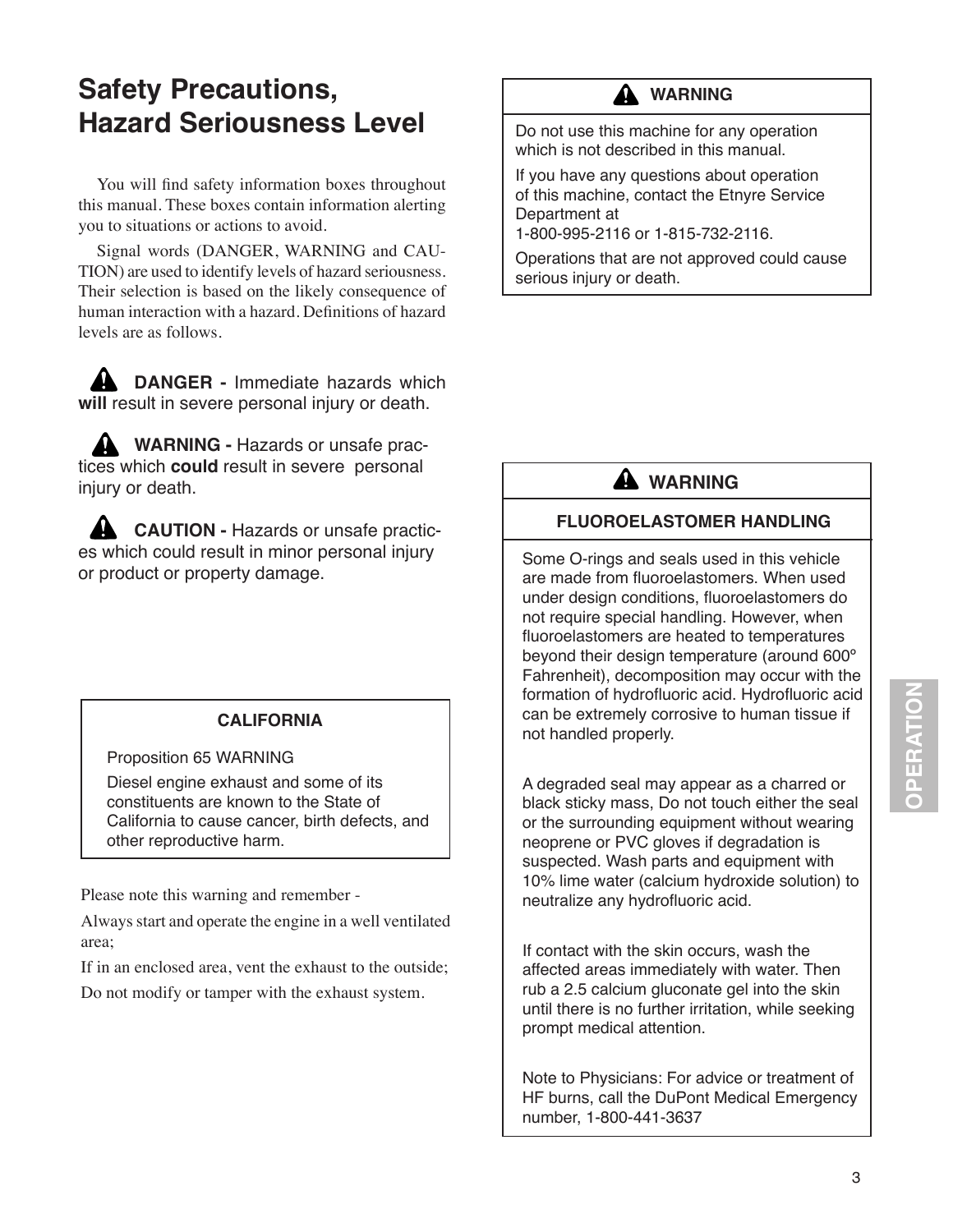# Safety Precautions, Hazard Seriousness Level

You will find safety information boxes throughout this manual. These boxes contain information alerting you to situations or actions to avoid.

Signal words (DANGER, WARNING and CAUTION) are used to identify levels of hazard seriousness. Their selection is based on the likely consequence of human interaction with a hazard. Definitions of hazard levels are as follows.

**DANGER -** Immediate hazards which **will** result in severe personal injury or death.

**WARNING -** Hazards or unsafe practices which **could** result in severe personal injury or death.

**CAUTION -** Hazards or unsafe practices which could result in minor personal injury or product or property damage.

**CALIFORNIA**

Proposition 65 WARNING

Diesel engine exhaust and some of its constituents are known to the State of California to cause cancer, birth defects, and other reproductive harm.

Please note this warning and remember -

Always start and operate the engine in a well ventilated area;

If in an enclosed area, vent the exhaust to the outside;

Do not modify or tamper with the exhaust system.

**WARNING**

Do not use this machine for any operation which is not described in this manual.

If you have any questions about operation of this machine, contact the Etnyre Service Department at
1-800-995-2116 or 1-815-732-2116.

Operations that are not approved could cause serious injury or death.

**WARNING**

**FLUOROELASTOMER HANDLING**

Some O-rings and seals used in this vehicle are made from fluoroelastomers. When used under design conditions, fluoroelastomers do not require special handling. However, when fluoroelastomers are heated to temperatures beyond their design temperature (around 600° Fahrenheit), decomposition may occur with the formation of hydrofluoric acid. Hydrofluoric acid can be extremely corrosive to human tissue if not handled properly.

A degraded seal may appear as a charred or black sticky mass, Do not touch either the seal or the surrounding equipment without wearing neoprene or PVC gloves if degradation is suspected. Wash parts and equipment with 10% lime water (calcium hydroxide solution) to neutralize any hydrofluoric acid.

If contact with the skin occurs, wash the affected areas immediately with water. Then rub a 2.5 calcium gluconate gel into the skin until there is no further irritation, while seeking prompt medical attention.

Note to Physicians: For advice or treatment of HF burns, call the DuPont Medical Emergency number, 1-800-441-3637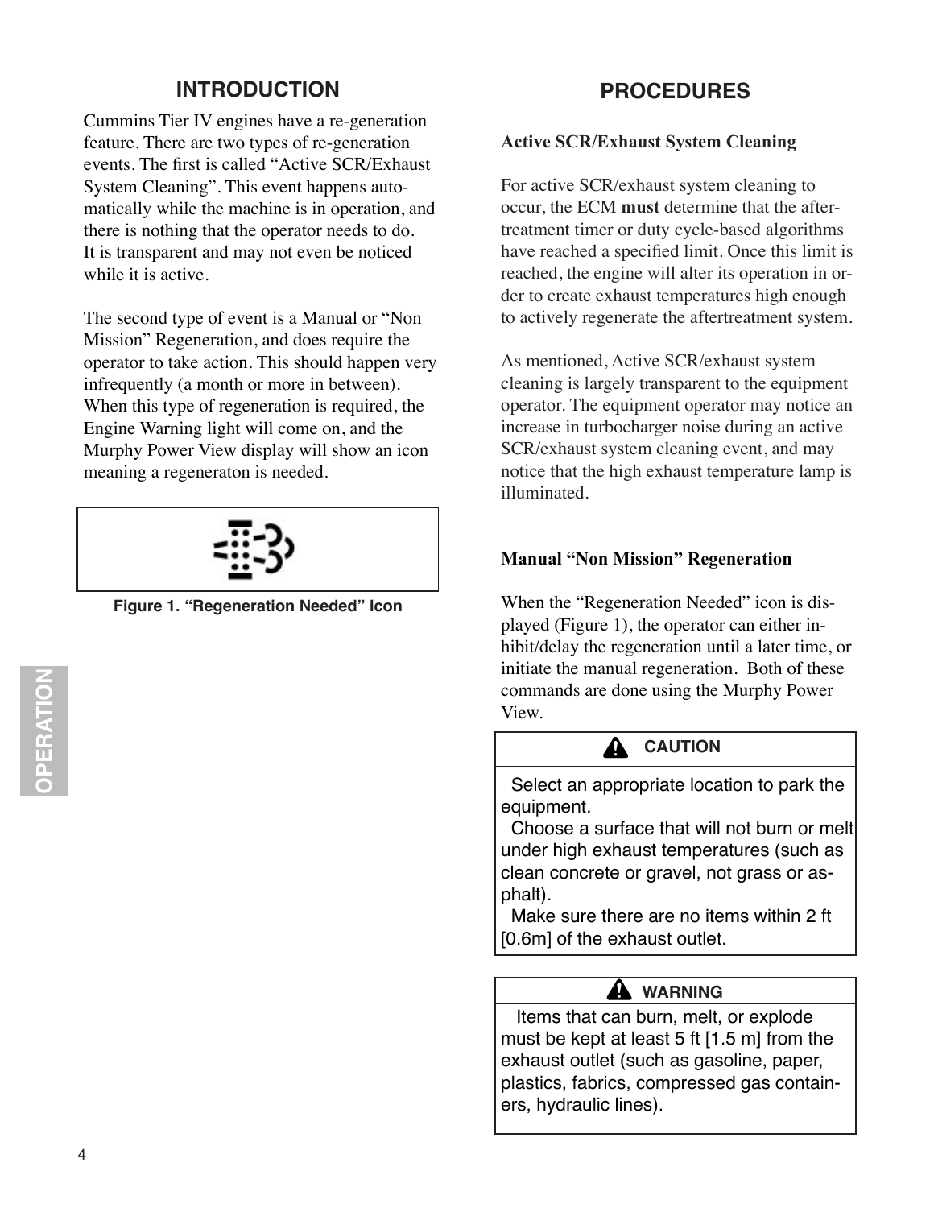## INTRODUCTION

Cummins Tier IV engines have a re-generation feature. There are two types of re-generation events. The first is called "Active SCR/Exhaust System Cleaning". This event happens automatically while the machine is in operation, and there is nothing that the operator needs to do. It is transparent and may not even be noticed while it is active.

The second type of event is a Manual or "Non Mission" Regeneration, and does require the operator to take action. This should happen very infrequently (a month or more in between). When this type of regeneration is required, the Engine Warning light will come on, and the Murphy Power View display will show an icon meaning a regeneraton is needed.

**Figure 1. "Regeneration Needed" Icon**

## PROCEDURES

### Active SCR/Exhaust System Cleaning

For active SCR/exhaust system cleaning to occur, the ECM **must** determine that the aftertreatment timer or duty cycle-based algorithms have reached a specified limit. Once this limit is reached, the engine will alter its operation in order to create exhaust temperatures high enough to actively regenerate the aftertreatment system.

As mentioned, Active SCR/exhaust system cleaning is largely transparent to the equipment operator. The equipment operator may notice an increase in turbocharger noise during an active SCR/exhaust system cleaning event, and may notice that the high exhaust temperature lamp is illuminated.

### Manual "Non Mission" Regeneration

When the "Regeneration Needed" icon is displayed (Figure 1), the operator can either inhibit/delay the regeneration until a later time, or initiate the manual regeneration. Both of these commands are done using the Murphy Power View.

> **CAUTION**
>
> Select an appropriate location to park the equipment.
>
> Choose a surface that will not burn or melt under high exhaust temperatures (such as clean concrete or gravel, not grass or asphalt).
>
> Make sure there are no items within 2 ft [0.6m] of the exhaust outlet.

> **WARNING**
>
> Items that can burn, melt, or explode must be kept at least 5 ft [1.5 m] from the exhaust outlet (such as gasoline, paper, plastics, fabrics, compressed gas containers, hydraulic lines).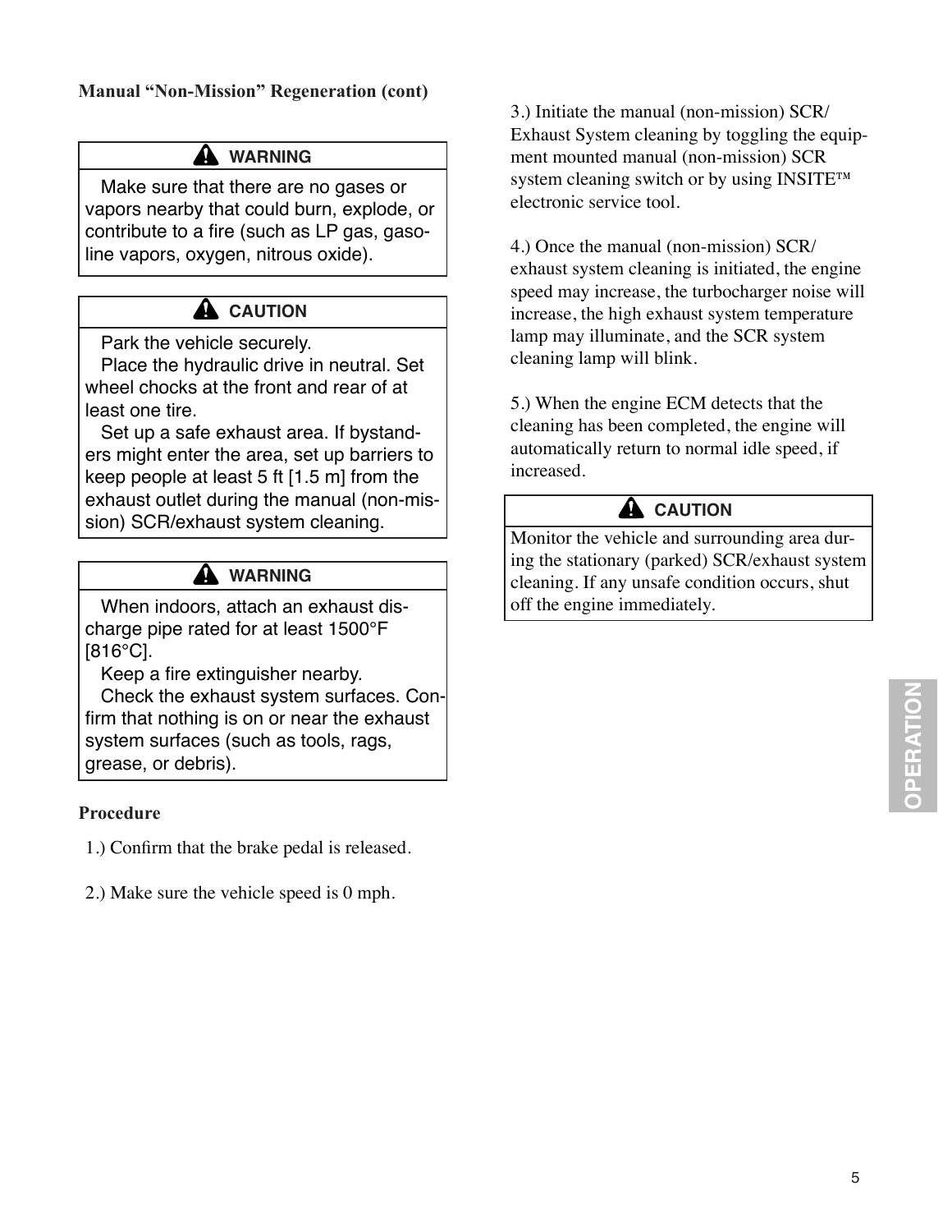**Manual "Non-Mission" Regeneration (cont)**

> **⚠ WARNING**
>
> Make sure that there are no gases or vapors nearby that could burn, explode, or contribute to a fire (such as LP gas, gasoline vapors, oxygen, nitrous oxide).

> **⚠ CAUTION**
>
> Park the vehicle securely.
>
> Place the hydraulic drive in neutral. Set wheel chocks at the front and rear of at least one tire.
>
> Set up a safe exhaust area. If bystanders might enter the area, set up barriers to keep people at least 5 ft [1.5 m] from the exhaust outlet during the manual (non-mission) SCR/exhaust system cleaning.

> **⚠ WARNING**
>
> When indoors, attach an exhaust discharge pipe rated for at least 1500°F [816°C].
>
> Keep a fire extinguisher nearby.
>
> Check the exhaust system surfaces. Confirm that nothing is on or near the exhaust system surfaces (such as tools, rags, grease, or debris).

**Procedure**

1.) Confirm that the brake pedal is released.

2.) Make sure the vehicle speed is 0 mph.

3.) Initiate the manual (non-mission) SCR/ Exhaust System cleaning by toggling the equipment mounted manual (non-mission) SCR system cleaning switch or by using INSITE™ electronic service tool.

4.) Once the manual (non-mission) SCR/ exhaust system cleaning is initiated, the engine speed may increase, the turbocharger noise will increase, the high exhaust system temperature lamp may illuminate, and the SCR system cleaning lamp will blink.

5.) When the engine ECM detects that the cleaning has been completed, the engine will automatically return to normal idle speed, if increased.

> **⚠ CAUTION**
>
> Monitor the vehicle and surrounding area during the stationary (parked) SCR/exhaust system cleaning. If any unsafe condition occurs, shut off the engine immediately.

OPERATION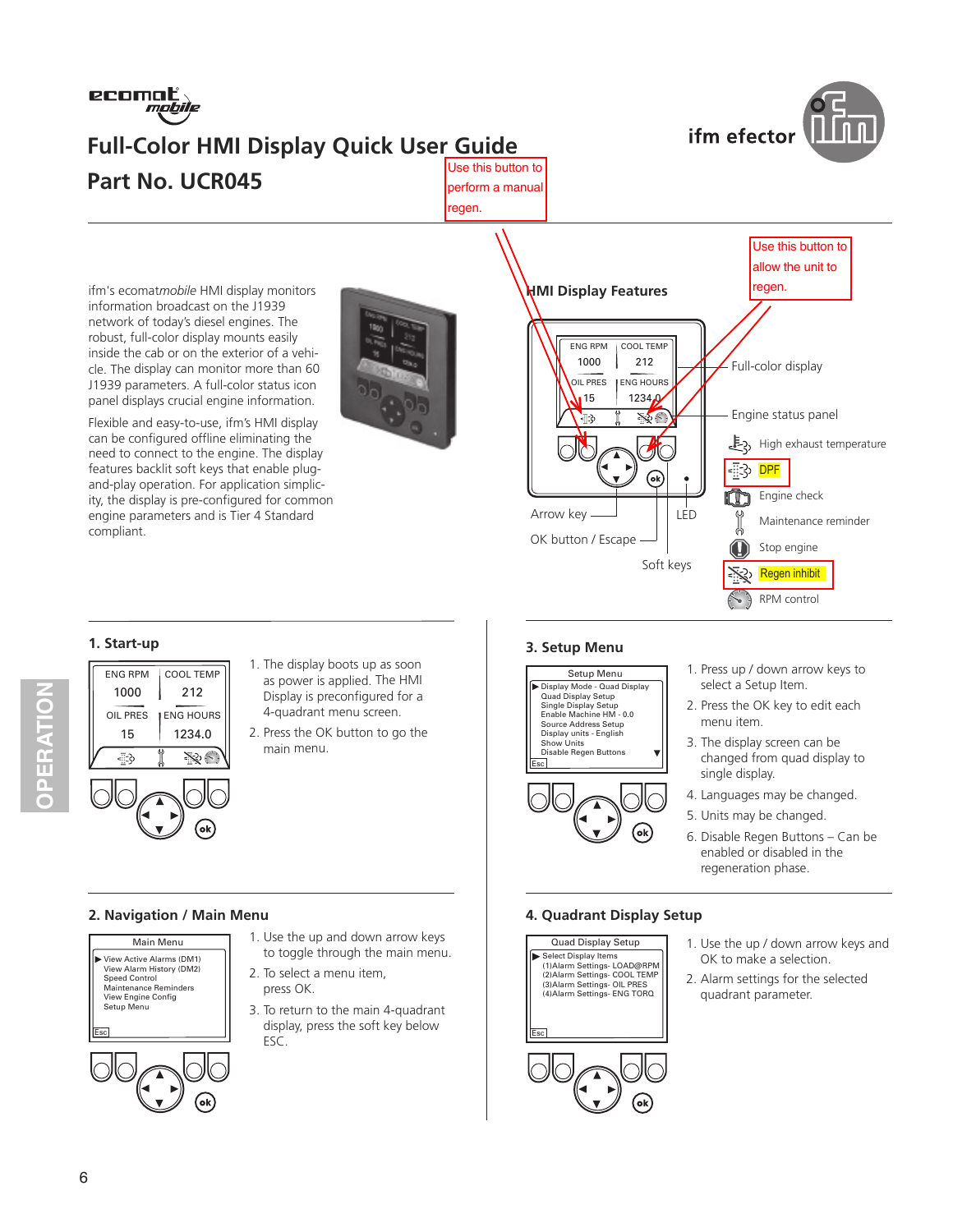Full-Color HMI Display Quick User Guide

Part No. UCR045

ifm efector

Use this button to perform a manual regen.

Use this button to allow the unit to regen.

ifm's ecomat*mobile* HMI display monitors information broadcast on the J1939 network of today's diesel engines. The robust, full-color display mounts easily inside the cab or on the exterior of a vehicle. The display can monitor more than 60 J1939 parameters. A full-color status icon panel displays crucial engine information.

Flexible and easy-to-use, ifm's HMI display can be configured offline eliminating the need to connect to the engine. The display features backlit soft keys that enable plug-and-play operation. For application simplicity, the display is pre-configured for common engine parameters and is Tier 4 Standard compliant.

## HMI Display Features

| ENG RPM | COOL TEMP |
| --- | --- |
| 1000 | 212 |
| OIL PRES | ENG HOURS |
| 15 | 1234.0 |

- Full-color display
- Engine status panel
- Arrow key
- LED
- OK button / Escape
- Soft keys

Engine status panel icons:
- High exhaust temperature
- DPF
- Engine check
- Maintenance reminder
- Stop engine
- Regen inhibit
- RPM control

OPERATION

### 1. Start-up

| ENG RPM | COOL TEMP |
| --- | --- |
| 1000 | 212 |
| OIL PRES | ENG HOURS |
| 15 | 1234.0 |

1. The display boots up as soon as power is applied. The HMI Display is preconfigured for a 4-quadrant menu screen.
2. Press the OK button to go the main menu.

### 2. Navigation / Main Menu

Main Menu
- View Active Alarms (DM1)
- View Alarm History (DM2)
- Speed Control
- Maintenance Reminders
- View Engine Config
- Setup Menu

Esc

1. Use the up and down arrow keys to toggle through the main menu.
2. To select a menu item, press OK.
3. To return to the main 4-quadrant display, press the soft key below ESC.

### 3. Setup Menu

Setup Menu
- Display Mode - Quad Display
- Quad Display Setup
- Single Display Setup
- Enable Machine HM - 0.0
- Source Address Setup
- Display units - English
- Show Units
- Disable Regen Buttons

Esc

1. Press up / down arrow keys to select a Setup Item.
2. Press the OK key to edit each menu item.
3. The display screen can be changed from quad display to single display.
4. Languages may be changed.
5. Units may be changed.
6. Disable Regen Buttons – Can be enabled or disabled in the regeneration phase.

### 4. Quadrant Display Setup

Quad Display Setup
- Select Display Items
- (1)Alarm Settings- LOAD@RPM
- (2)Alarm Settings- COOL TEMP
- (3)Alarm Settings- OIL PRES
- (4)Alarm Settings- ENG TORQ

Esc

1. Use the up / down arrow keys and OK to make a selection.
2. Alarm settings for the selected quadrant parameter.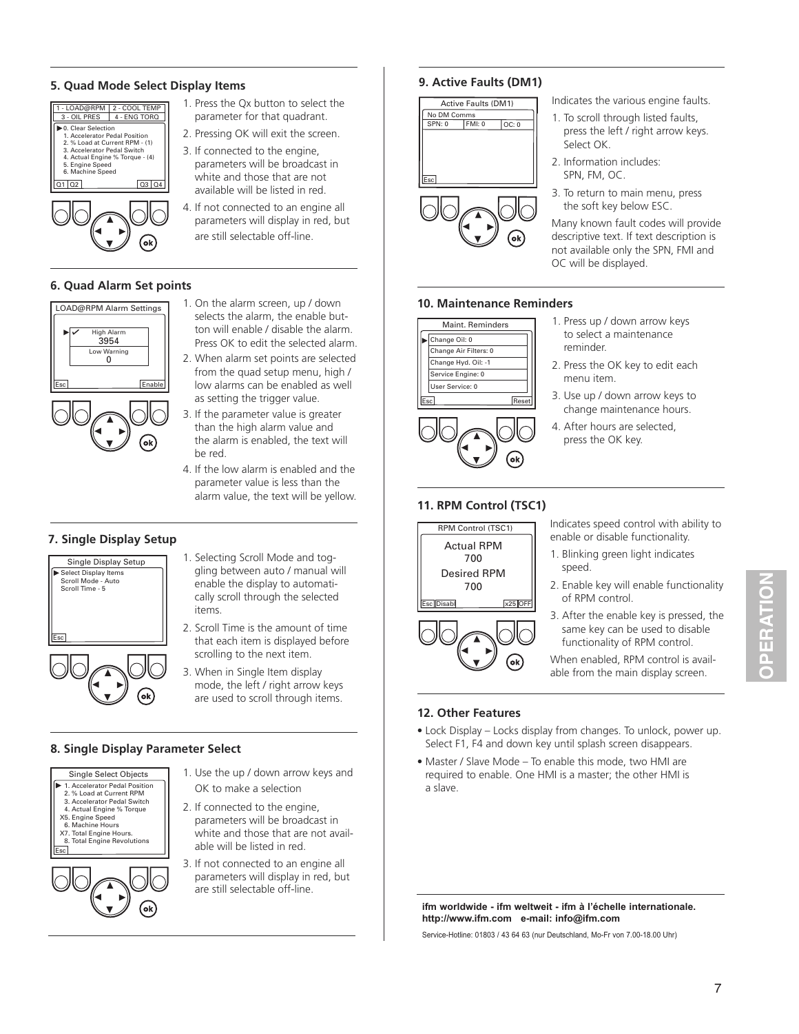## 5. Quad Mode Select Display Items

1 - LOAD@RPM | 2 - COOL TEMP
3 - OIL PRES | 4 - ENG TORQ
▶0. Clear Selection
1. Accelerator Pedal Position
2. % Load at Current RPM - (1)
3. Accelerator Pedal Switch
4. Actual Engine % Torque - (4)
5. Engine Speed
6. Machine Speed
Q1 Q2 Q3 Q4

1. Press the Qx button to select the parameter for that quadrant.
2. Pressing OK will exit the screen.
3. If connected to the engine, parameters will be broadcast in white and those that are not available will be listed in red.
4. If not connected to an engine all parameters will display in red, but are still selectable off-line.

## 6. Quad Alarm Set points

LOAD@RPM Alarm Settings
▶✓ High Alarm 3954
Low Warning 0
Esc Enable

1. On the alarm screen, up / down selects the alarm, the enable button will enable / disable the alarm. Press OK to edit the selected alarm.
2. When alarm set points are selected from the quad setup menu, high / low alarms can be enabled as well as setting the trigger value.
3. If the parameter value is greater than the high alarm value and the alarm is enabled, the text will be red.
4. If the low alarm is enabled and the parameter value is less than the alarm value, the text will be yellow.

## 7. Single Display Setup

Single Display Setup
▶ Select Display Items
Scroll Mode - Auto
Scroll Time - 5
Esc

1. Selecting Scroll Mode and toggling between auto / manual will enable the display to automatically scroll through the selected items.
2. Scroll Time is the amount of time that each item is displayed before scrolling to the next item.
3. When in Single Item display mode, the left / right arrow keys are used to scroll through items.

## 8. Single Display Parameter Select

Single Select Objects
▶ 1. Accelerator Pedal Position
2. % Load at Current RPM
3. Accelerator Pedal Switch
4. Actual Engine % Torque
X5. Engine Speed
6. Machine Hours
X7. Total Engine Hours.
8. Total Engine Revolutions
Esc

1. Use the up / down arrow keys and OK to make a selection
2. If connected to the engine, parameters will be broadcast in white and those that are not available will be listed in red.
3. If not connected to an engine all parameters will display in red, but are still selectable off-line.

## 9. Active Faults (DM1)

Active Faults (DM1)
No DM Comms
SPN: 0 FMI: 0 OC: 0
Esc

Indicates the various engine faults.

1. To scroll through listed faults, press the left / right arrow keys. Select OK.
2. Information includes: SPN, FM, OC.
3. To return to main menu, press the soft key below ESC.

Many known fault codes will provide descriptive text. If text description is not available only the SPN, FMI and OC will be displayed.

## 10. Maintenance Reminders

Maint. Reminders
▶ Change Oil: 0
Change Air Filters: 0
Change Hyd. Oil: -1
Service Engine: 0
User Service: 0
Esc Reset

1. Press up / down arrow keys to select a maintenance reminder.
2. Press the OK key to edit each menu item.
3. Use up / down arrow keys to change maintenance hours.
4. After hours are selected, press the OK key.

## 11. RPM Control (TSC1)

RPM Control (TSC1)
Actual RPM 700
Desired RPM 700
Esc Disabl x25 OFF

Indicates speed control with ability to enable or disable functionality.

1. Blinking green light indicates speed.
2. Enable key will enable functionality of RPM control.
3. After the enable key is pressed, the same key can be used to disable functionality of RPM control.

When enabled, RPM control is available from the main display screen.

## 12. Other Features

- Lock Display – Locks display from changes. To unlock, power up. Select F1, F4 and down key until splash screen disappears.
- Master / Slave Mode – To enable this mode, two HMI are required to enable. One HMI is a master; the other HMI is a slave.

OPERATION

**ifm worldwide - ifm weltweit - ifm à l'échelle internationale.**
**http://www.ifm.com e-mail: info@ifm.com**

Service-Hotline: 01803 / 43 64 63 (nur Deutschland, Mo-Fr von 7.00-18.00 Uhr)